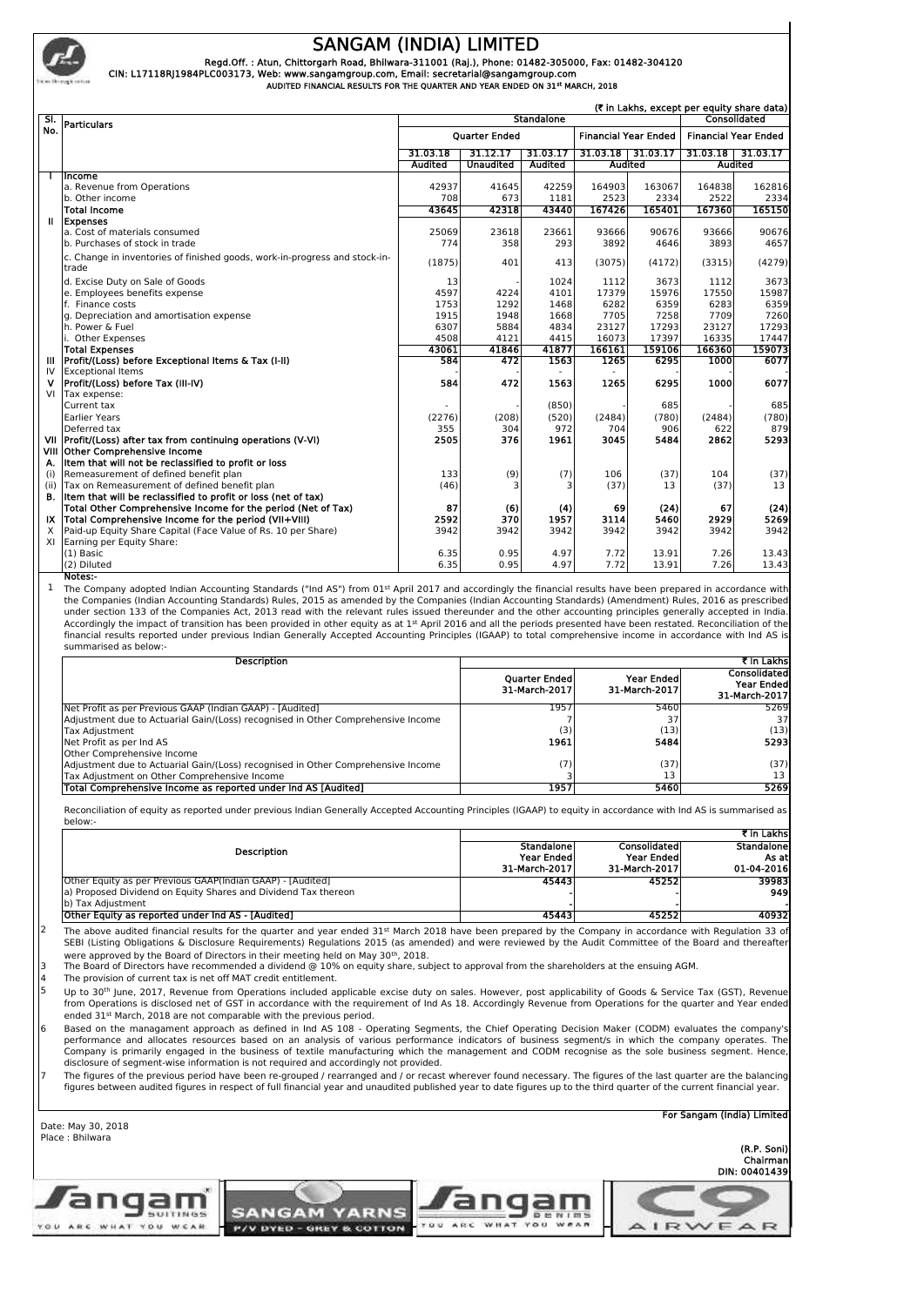# SANGAM (INDIA) LIMITED

Regd.Off. : Atun, Chittorgarh Road, Bhilwara-311001 (Raj.), Phone: 01482-305000, Fax: 01482-304120

CIN: L17118RJ1984PLC003173, Web: www.sangamgroup.com, Email: secretarial@sangamgroup.com

AUDITED FINANCIAL RESULTS FOR THE QUARTER AND YEAR ENDED ON 31st MARCH, 2018

(₹ in Lakhs, except per equity share data)

| Sl. No. | Particulars | Standalone | | | | | Consolidated | |
|---|---|---|---|---|---|---|---|---|
| | | Quarter Ended | | | Financial Year Ended | | Financial Year Ended | |
| | | 31.03.18 | 31.12.17 | 31.03.17 | 31.03.18 | 31.03.17 | 31.03.18 | 31.03.17 |
| | | Audited | Unaudited | Audited | Audited | | Audited | |
| I | **Income** | | | | | | | |
| | a. Revenue from Operations | 42937 | 41645 | 42259 | 164903 | 163067 | 164838 | 162816 |
| | b. Other income | 708 | 673 | 1181 | 2523 | 2334 | 2522 | 2334 |
| | **Total Income** | 43645 | 42318 | 43440 | 167426 | 165401 | 167360 | 165150 |
| II | **Expenses** | | | | | | | |
| | a. Cost of materials consumed | 25069 | 23618 | 23661 | 93666 | 90676 | 93666 | 90676 |
| | b. Purchases of stock in trade | 774 | 358 | 293 | 3892 | 4646 | 3893 | 4657 |
| | c. Change in inventories of finished goods, work-in-progress and stock-in-trade | (1875) | 401 | 413 | (3075) | (4172) | (3315) | (4279) |
| | d. Excise Duty on Sale of Goods | 13 | - | 1024 | 1112 | 3673 | 1112 | 3673 |
| | e. Employees benefits expense | 4597 | 4224 | 4101 | 17379 | 15976 | 17550 | 15987 |
| | f. Finance costs | 1753 | 1292 | 1468 | 6282 | 6359 | 6283 | 6359 |
| | g. Depreciation and amortisation expense | 1915 | 1948 | 1668 | 7705 | 7258 | 7709 | 7260 |
| | h. Power & Fuel | 6307 | 5884 | 4834 | 23127 | 17293 | 23127 | 17293 |
| | i. Other Expenses | 4508 | 4121 | 4415 | 16073 | 17397 | 16335 | 17447 |
| | **Total Expenses** | 43061 | 41846 | 41877 | 166161 | 159106 | 166360 | 159073 |
| III | **Profit/(Loss) before Exceptional Items & Tax (I-II)** | 584 | 472 | 1563 | 1265 | 6295 | 1000 | 6077 |
| IV | Exceptional Items | - | - | - | - | - | - | - |
| V | **Profit/(Loss) before Tax (III-IV)** | 584 | 472 | 1563 | 1265 | 6295 | 1000 | 6077 |
| VI | Tax expense: | | | | | | | |
| | Current tax | - | - | (850) | - | 685 | - | 685 |
| | Earlier Years | (2276) | (208) | (520) | (2484) | (780) | (2484) | (780) |
| | Deferred tax | 355 | 304 | 972 | 704 | 906 | 622 | 879 |
| VII | **Profit/(Loss) after tax from continuing operations (V-VI)** | 2505 | 376 | 1961 | 3045 | 5484 | 2862 | 5293 |
| VIII | **Other Comprehensive Income** | | | | | | | |
| A. | **Item that will not be reclassified to profit or loss** | | | | | | | |
| (i) | Remeasurement of defined benefit plan | 133 | (9) | (7) | 106 | (37) | 104 | (37) |
| (ii) | Tax on Remeasurement of defined benefit plan | (46) | 3 | 3 | (37) | 13 | (37) | 13 |
| B. | **Item that will be reclassified to profit or loss (net of tax)** | | | | | | | |
| | **Total Other Comprehensive Income for the period (Net of Tax)** | 87 | (6) | (4) | 69 | (24) | 67 | (24) |
| IX | **Total Comprehensive Income for the period (VII+VIII)** | 2592 | 370 | 1957 | 3114 | 5460 | 2929 | 5269 |
| X | Paid-up Equity Share Capital (Face Value of Rs. 10 per Share) | 3942 | 3942 | 3942 | 3942 | 3942 | 3942 | 3942 |
| XI | Earning per Equity Share: | | | | | | | |
| | (1) Basic | 6.35 | 0.95 | 4.97 | 7.72 | 13.91 | 7.26 | 13.43 |
| | (2) Diluted | 6.35 | 0.95 | 4.97 | 7.72 | 13.91 | 7.26 | 13.43 |

**Notes:-**

1. The Company adopted Indian Accounting Standards ("Ind AS") from 01st April 2017 and accordingly the financial results have been prepared in accordance with the Companies (Indian Accounting Standards) Rules, 2015 as amended by the Companies (Indian Accounting Standards) (Amendment) Rules, 2016 as prescribed under section 133 of the Companies Act, 2013 read with the relevant rules issued thereunder and the other accounting principles generally accepted in India. Accordingly the impact of transition has been provided in other equity as at 1st April 2016 and all the periods presented have been restated. Reconciliation of the financial results reported under previous Indian Generally Accepted Accounting Principles (IGAAP) to total comprehensive income in accordance with Ind AS is summarised as below:-

| Description | Quarter Ended 31-March-2017 | Year Ended 31-March-2017 | Consolidated Year Ended 31-March-2017 |
|---|---|---|---|
| | | | ₹ In Lakhs |
| Net Profit as per Previous GAAP (Indian GAAP) - [Audited] | 1957 | 5460 | 5269 |
| Adjustment due to Actuarial Gain/(Loss) recognised in Other Comprehensive Income | 7 | 37 | 37 |
| Tax Adjustment | (3) | (13) | (13) |
| Net Profit as per Ind AS | **1961** | **5484** | **5293** |
| Other Comprehensive Income | | | |
| Adjustment due to Actuarial Gain/(Loss) recognised in Other Comprehensive Income | (7) | (37) | (37) |
| Tax Adjustment on Other Comprehensive Income | 3 | 13 | 13 |
| **Total Comprehensive Income as reported under Ind AS [Audited]** | **1957** | **5460** | **5269** |

Reconciliation of equity as reported under previous Indian Generally Accepted Accounting Principles (IGAAP) to equity in accordance with Ind AS is summarised as below:-

| Description | Standalone Year Ended 31-March-2017 | Consolidated Year Ended 31-March-2017 | Standalone As at 01-04-2016 |
|---|---|---|---|
| | | | ₹ In Lakhs |
| Other Equity as per Previous GAAP(Indian GAAP) - [Audited] | 45443 | 45252 | 39983 |
| a) Proposed Dividend on Equity Shares and Dividend Tax thereon | - | - | 949 |
| b) Tax Adjustment | - | - | - |
| **Other Equity as reported under Ind AS - [Audited]** | **45443** | **45252** | **40932** |

2. The above audited financial results for the quarter and year ended 31st March 2018 have been prepared by the Company in accordance with Regulation 33 of SEBI (Listing Obligations & Disclosure Requirements) Regulations 2015 (as amended) and were reviewed by the Audit Committee of the Board and thereafter were approved by the Board of Directors in their meeting held on May 30th, 2018.
3. The Board of Directors have recommended a dividend @ 10% on equity share, subject to approval from the shareholders at the ensuing AGM.
4. The provision of current tax is net off MAT credit entitlement.
5. Up to 30th June, 2017, Revenue from Operations included applicable excise duty on sales. However, post applicability of Goods & Service Tax (GST), Revenue from Operations is disclosed net of GST in accordance with the requirement of Ind As 18. Accordingly Revenue from Operations for the quarter and Year ended ended 31st March, 2018 are not comparable with the previous period.
6. Based on the managament approach as defined in Ind AS 108 - Operating Segments, the Chief Operating Decision Maker (CODM) evaluates the company's performance and allocates resources based on an analysis of various performance indicators of business segment/s in which the company operates. The Company is primarily engaged in the business of textile manufacturing which the management and CODM recognise as the sole business segment. Hence, disclosure of segment-wise information is not required and accordingly not provided.
7. The figures of the previous period have been re-grouped / rearranged and / or recast wherever found necessary. The figures of the last quarter are the balancing figures between audited figures in respect of full financial year and unaudited published year to date figures up to the third quarter of the current financial year.

Date: May 30, 2018
Place : Bhilwara

For Sangam (India) Limited

(R.P. Soni)
Chairman
DIN: 00401439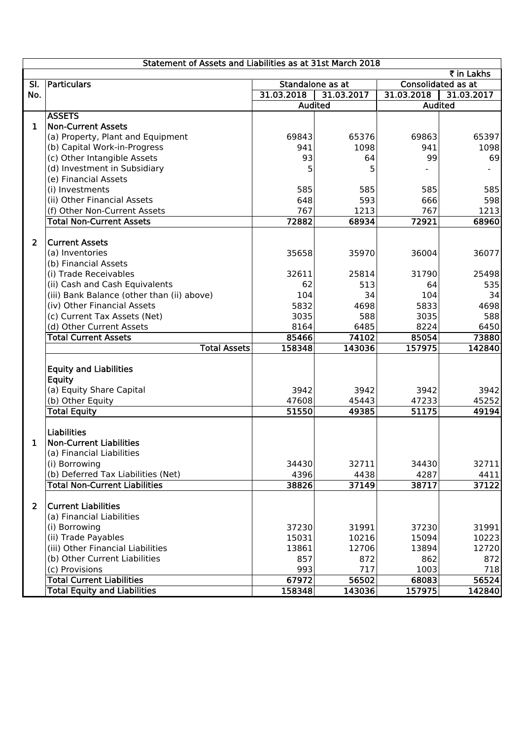## Statement of Assets and Liabilities as at 31st March 2018

₹ in Lakhs

| Sl. No. | Particulars | Standalone as at | | Consolidated as at | |
|---|---|---|---|---|---|
| | | 31.03.2018 | 31.03.2017 | 31.03.2018 | 31.03.2017 |
| | | Audited | | Audited | |
| | **ASSETS** | | | | |
| 1 | **Non-Current Assets** | | | | |
| | (a) Property, Plant and Equipment | 69843 | 65376 | 69863 | 65397 |
| | (b) Capital Work-in-Progress | 941 | 1098 | 941 | 1098 |
| | (c) Other Intangible Assets | 93 | 64 | 99 | 69 |
| | (d) Investment in Subsidiary | 5 | 5 | - | - |
| | (e) Financial Assets | | | | |
| | (i) Investments | 585 | 585 | 585 | 585 |
| | (ii) Other Financial Assets | 648 | 593 | 666 | 598 |
| | (f) Other Non-Current Assets | 767 | 1213 | 767 | 1213 |
| | **Total Non-Current Assets** | 72882 | 68934 | 72921 | 68960 |
| 2 | **Current Assets** | | | | |
| | (a) Inventories | 35658 | 35970 | 36004 | 36077 |
| | (b) Financial Assets | | | | |
| | (i) Trade Receivables | 32611 | 25814 | 31790 | 25498 |
| | (ii) Cash and Cash Equivalents | 62 | 513 | 64 | 535 |
| | (iii) Bank Balance (other than (ii) above) | 104 | 34 | 104 | 34 |
| | (iv) Other Financial Assets | 5832 | 4698 | 5833 | 4698 |
| | (c) Current Tax Assets (Net) | 3035 | 588 | 3035 | 588 |
| | (d) Other Current Assets | 8164 | 6485 | 8224 | 6450 |
| | **Total Current Assets** | 85466 | 74102 | 85054 | 73880 |
| | **Total Assets** | 158348 | 143036 | 157975 | 142840 |
| | **Equity and Liabilities** | | | | |
| | **Equity** | | | | |
| | (a) Equity Share Capital | 3942 | 3942 | 3942 | 3942 |
| | (b) Other Equity | 47608 | 45443 | 47233 | 45252 |
| | **Total Equity** | 51550 | 49385 | 51175 | 49194 |
| | **Liabilities** | | | | |
| 1 | **Non-Current Liabilities** | | | | |
| | (a) Financial Liabilities | | | | |
| | (i) Borrowing | 34430 | 32711 | 34430 | 32711 |
| | (b) Deferred Tax Liabilities (Net) | 4396 | 4438 | 4287 | 4411 |
| | **Total Non-Current Liabilities** | 38826 | 37149 | 38717 | 37122 |
| 2 | **Current Liabilities** | | | | |
| | (a) Financial Liabilities | | | | |
| | (i) Borrowing | 37230 | 31991 | 37230 | 31991 |
| | (ii) Trade Payables | 15031 | 10216 | 15094 | 10223 |
| | (iii) Other Financial Liabilities | 13861 | 12706 | 13894 | 12720 |
| | (b) Other Current Liabilities | 857 | 872 | 862 | 872 |
| | (c) Provisions | 993 | 717 | 1003 | 718 |
| | **Total Current Liabilities** | 67972 | 56502 | 68083 | 56524 |
| | **Total Equity and Liabilities** | 158348 | 143036 | 157975 | 142840 |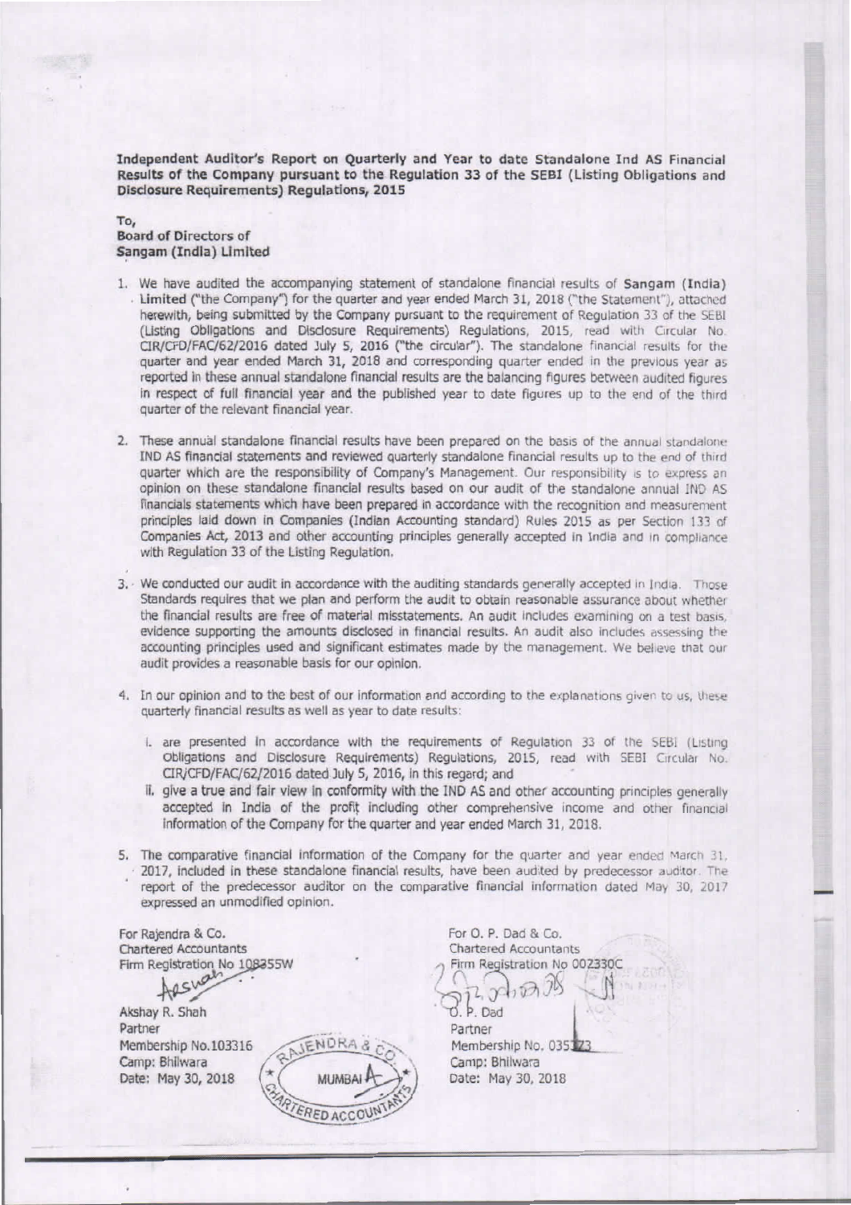**Independent Auditor's Report on Quarterly and Year to date Standalone Ind AS Financial Results of the Company pursuant to the Regulation 33 of the SEBI (Listing Obligations and Disclosure Requirements) Regulations, 2015**

To,
**Board of Directors of**
**Sangam (India) Limited**

1. We have audited the accompanying statement of standalone financial results of **Sangam (India) Limited** ("the Company") for the quarter and year ended March 31, 2018 ("the Statement"), attached herewith, being submitted by the Company pursuant to the requirement of Regulation 33 of the SEBI (Listing Obligations and Disclosure Requirements) Regulations, 2015, read with Circular No. CIR/CFD/FAC/62/2016 dated July 5, 2016 ("the circular"). The standalone financial results for the quarter and year ended March 31, 2018 and corresponding quarter ended in the previous year as reported in these annual standalone financial results are the balancing figures between audited figures in respect of full financial year and the published year to date figures up to the end of the third quarter of the relevant financial year.

2. These annual standalone financial results have been prepared on the basis of the annual standalone IND AS financial statements and reviewed quarterly standalone financial results up to the end of third quarter which are the responsibility of Company's Management. Our responsibility is to express an opinion on these standalone financial results based on our audit of the standalone annual IND AS financials statements which have been prepared in accordance with the recognition and measurement principles laid down in Companies (Indian Accounting standard) Rules 2015 as per Section 133 of Companies Act, 2013 and other accounting principles generally accepted in India and in compliance with Regulation 33 of the Listing Regulation.

3. We conducted our audit in accordance with the auditing standards generally accepted in India. Those Standards requires that we plan and perform the audit to obtain reasonable assurance about whether the financial results are free of material misstatements. An audit includes examining on a test basis, evidence supporting the amounts disclosed in financial results. An audit also includes assessing the accounting principles used and significant estimates made by the management. We believe that our audit provides a reasonable basis for our opinion.

4. In our opinion and to the best of our information and according to the explanations given to us, these quarterly financial results as well as year to date results:

   i. are presented in accordance with the requirements of Regulation 33 of the SEBI (Listing Obligations and Disclosure Requirements) Regulations, 2015, read with SEBI Circular No. CIR/CFD/FAC/62/2016 dated July 5, 2016, in this regard; and

   ii. give a true and fair view in conformity with the IND AS and other accounting principles generally accepted in India of the profit including other comprehensive income and other financial information of the Company for the quarter and year ended March 31, 2018.

5. The comparative financial information of the Company for the quarter and year ended March 31, 2017, included in these standalone financial results, have been audited by predecessor auditor. The report of the predecessor auditor on the comparative financial information dated May 30, 2017 expressed an unmodified opinion.

For Rajendra & Co.
Chartered Accountants
Firm Registration No 108355W

Akshay R. Shah
Partner
Membership No.103316
Camp: Bhilwara
Date: May 30, 2018

For O. P. Dad & Co.
Chartered Accountants
Firm Registration No 002330C

O. P. Dad
Partner
Membership No. 035123
Camp: Bhilwara
Date: May 30, 2018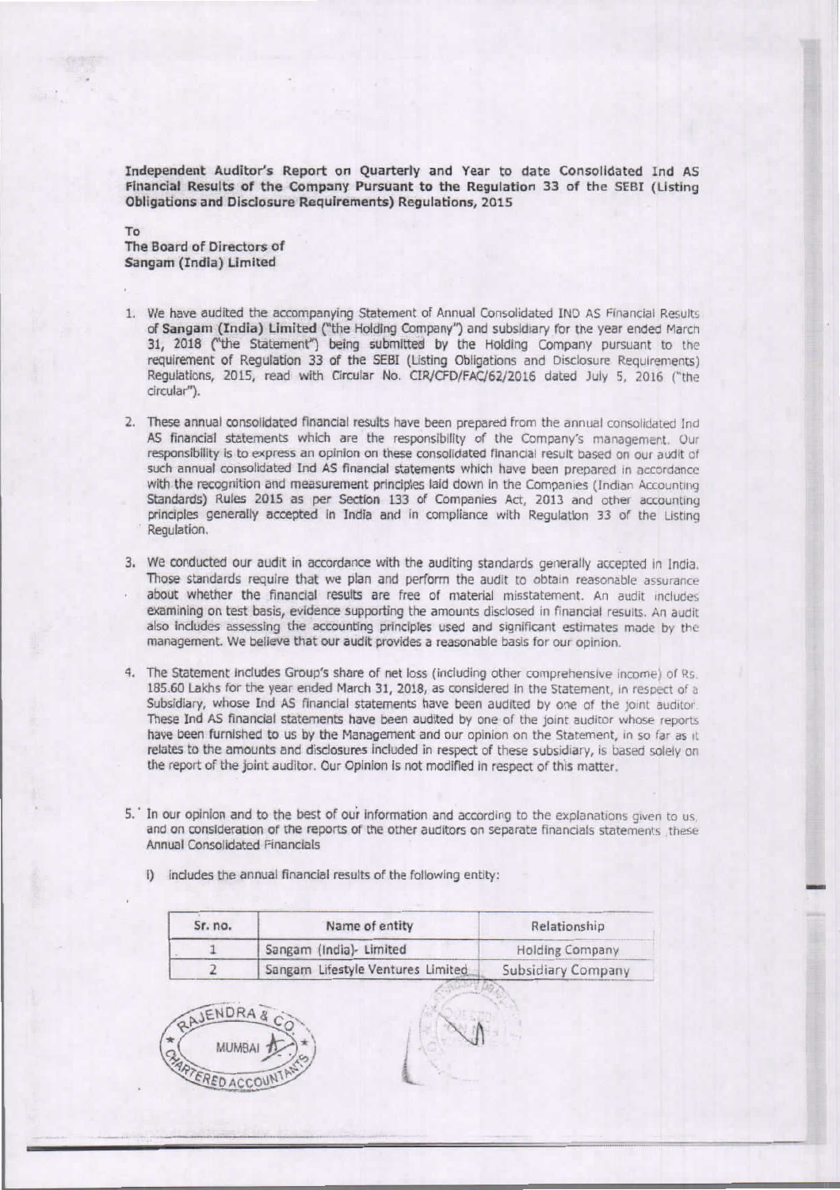**Independent Auditor's Report on Quarterly and Year to date Consolidated Ind AS Financial Results of the Company Pursuant to the Regulation 33 of the SEBI (Listing Obligations and Disclosure Requirements) Regulations, 2015**

To
**The Board of Directors of**
**Sangam (India) Limited**

1. We have audited the accompanying Statement of Annual Consolidated IND AS Financial Results of **Sangam (India) Limited** ("the Holding Company") and subsidiary for the year ended March 31, 2018 ("the Statement") being submitted by the Holding Company pursuant to the requirement of Regulation 33 of the SEBI (Listing Obligations and Disclosure Requirements) Regulations, 2015, read with Circular No. CIR/CFD/FAC/62/2016 dated July 5, 2016 ("the circular").

2. These annual consolidated financial results have been prepared from the annual consolidated Ind AS financial statements which are the responsibility of the Company's management. Our responsibility is to express an opinion on these consolidated financial result based on our audit of such annual consolidated Ind AS financial statements which have been prepared in accordance with the recognition and measurement principles laid down in the Companies (Indian Accounting Standards) Rules 2015 as per Section 133 of Companies Act, 2013 and other accounting principles generally accepted in India and in compliance with Regulation 33 of the Listing Regulation.

3. We conducted our audit in accordance with the auditing standards generally accepted in India. Those standards require that we plan and perform the audit to obtain reasonable assurance about whether the financial results are free of material misstatement. An audit includes examining on test basis, evidence supporting the amounts disclosed in financial results. An audit also includes assessing the accounting principles used and significant estimates made by the management. We believe that our audit provides a reasonable basis for our opinion.

4. The Statement includes Group's share of net loss (including other comprehensive income) of Rs. 185.60 Lakhs for the year ended March 31, 2018, as considered in the Statement, in respect of a Subsidiary, whose Ind AS financial statements have been audited by one of the joint auditor. These Ind AS financial statements have been audited by one of the joint auditor whose reports have been furnished to us by the Management and our opinion on the Statement, in so far as it relates to the amounts and disclosures included in respect of these subsidiary, is based solely on the report of the joint auditor. Our Opinion is not modified in respect of this matter.

5. In our opinion and to the best of our information and according to the explanations given to us, and on consideration of the reports of the other auditors on separate financials statements ,these Annual Consolidated Financials

   i) includes the annual financial results of the following entity:

| Sr. no. | Name of entity | Relationship |
|---|---|---|
| 1 | Sangam (India)- Limited | Holding Company |
| 2 | Sangam Lifestyle Ventures Limited | Subsidiary Company |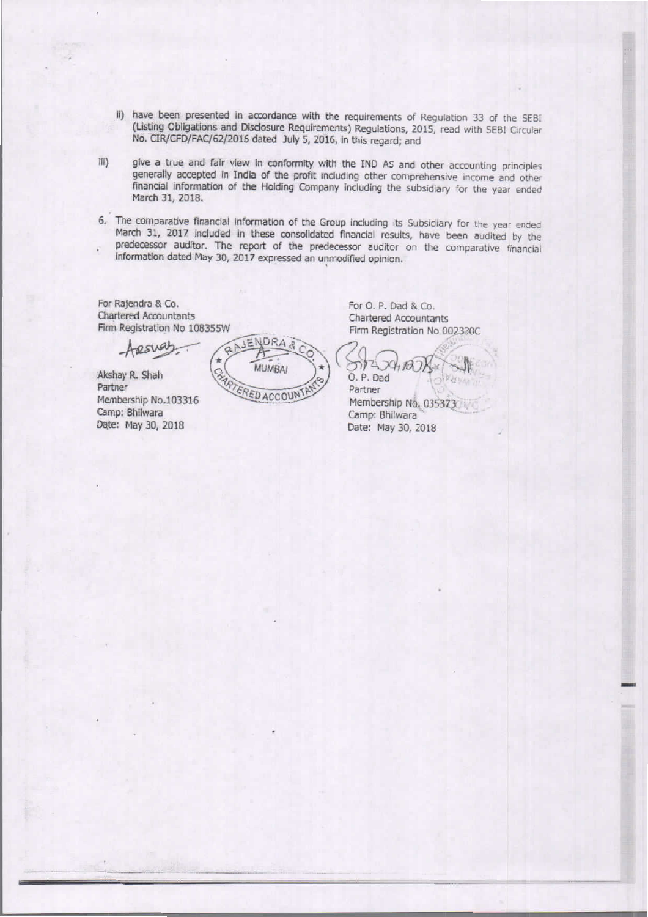ii) have been presented in accordance with the requirements of Regulation 33 of the SEBI (Listing Obligations and Disclosure Requirements) Regulations, 2015, read with SEBI Circular No. CIR/CFD/FAC/62/2016 dated July 5, 2016, in this regard; and

iii) give a true and fair view in conformity with the IND AS and other accounting principles generally accepted in India of the profit including other comprehensive income and other financial information of the Holding Company including the subsidiary for the year ended March 31, 2018.

6. The comparative financial information of the Group including its Subsidiary for the year ended March 31, 2017 included in these consolidated financial results, have been audited by the predecessor auditor. The report of the predecessor auditor on the comparative financial information dated May 30, 2017 expressed an unmodified opinion.

For Rajendra & Co.
Chartered Accountants
Firm Registration No 108355W

Akshay R. Shah
Partner
Membership No.103316
Camp: Bhilwara
Date: May 30, 2018

For O. P. Dad & Co.
Chartered Accountants
Firm Registration No 002330C

O. P. Dad
Partner
Membership No. 035373
Camp: Bhilwara
Date: May 30, 2018